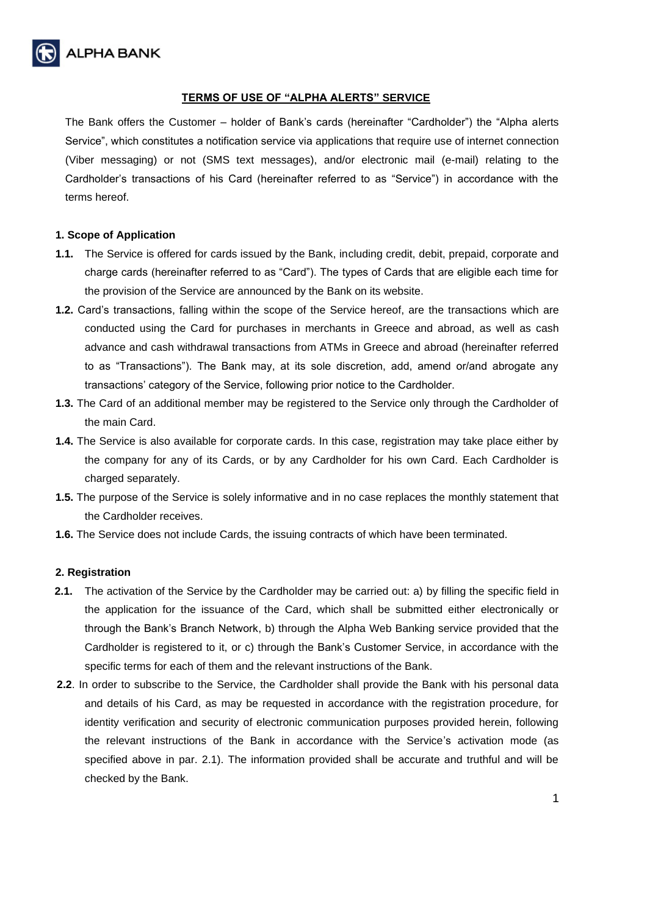## TERMS OF USE OF "ALPHA ALERTS" SERVICE

The Bank offers the Customer – holder of Bank's cards (hereinafter "Cardholder") the "Alpha alerts Service", which constitutes a notification service via applications that require use of internet connection (Viber messaging) or not (SMS text messages), and/or electronic mail (e-mail) relating to the Cardholder's transactions of his Card (hereinafter referred to as "Service") in accordance with the terms hereof.

### 1. Scope of Application

**1.1.** The Service is offered for cards issued by the Bank, including credit, debit, prepaid, corporate and charge cards (hereinafter referred to as "Card"). The types of Cards that are eligible each time for the provision of the Service are announced by the Bank on its website.

**1.2.** Card's transactions, falling within the scope of the Service hereof, are the transactions which are conducted using the Card for purchases in merchants in Greece and abroad, as well as cash advance and cash withdrawal transactions from ATMs in Greece and abroad (hereinafter referred to as "Transactions"). The Bank may, at its sole discretion, add, amend or/and abrogate any transactions' category of the Service, following prior notice to the Cardholder.

**1.3.** The Card of an additional member may be registered to the Service only through the Cardholder of the main Card.

**1.4.** The Service is also available for corporate cards. In this case, registration may take place either by the company for any of its Cards, or by any Cardholder for his own Card. Each Cardholder is charged separately.

**1.5.** The purpose of the Service is solely informative and in no case replaces the monthly statement that the Cardholder receives.

**1.6.** The Service does not include Cards, the issuing contracts of which have been terminated.

### 2. Registration

**2.1.** The activation of the Service by the Cardholder may be carried out: a) by filling the specific field in the application for the issuance of the Card, which shall be submitted either electronically or through the Bank's Branch Network, b) through the Alpha Web Banking service provided that the Cardholder is registered to it, or c) through the Bank's Customer Service, in accordance with the specific terms for each of them and the relevant instructions of the Bank.

**2.2**. In order to subscribe to the Service, the Cardholder shall provide the Bank with his personal data and details of his Card, as may be requested in accordance with the registration procedure, for identity verification and security of electronic communication purposes provided herein, following the relevant instructions of the Bank in accordance with the Service's activation mode (as specified above in par. 2.1). The information provided shall be accurate and truthful and will be checked by the Bank.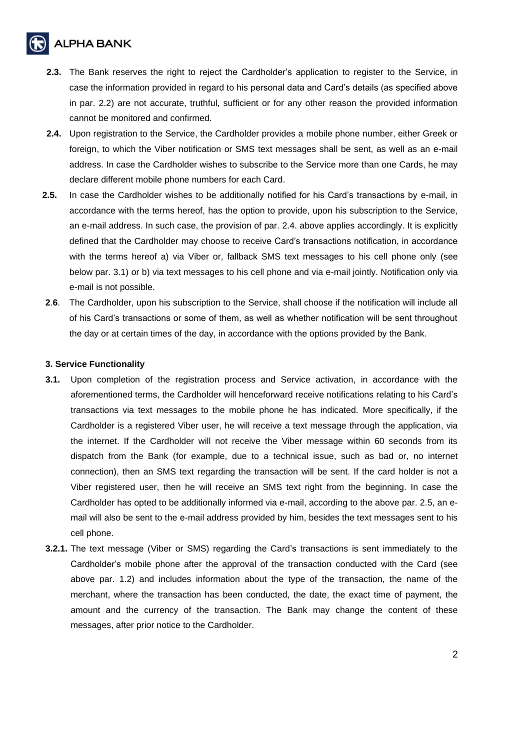**2.3.** The Bank reserves the right to reject the Cardholder's application to register to the Service, in case the information provided in regard to his personal data and Card's details (as specified above in par. 2.2) are not accurate, truthful, sufficient or for any other reason the provided information cannot be monitored and confirmed.

**2.4.** Upon registration to the Service, the Cardholder provides a mobile phone number, either Greek or foreign, to which the Viber notification or SMS text messages shall be sent, as well as an e-mail address. In case the Cardholder wishes to subscribe to the Service more than one Cards, he may declare different mobile phone numbers for each Card.

**2.5.** In case the Cardholder wishes to be additionally notified for his Card's transactions by e-mail, in accordance with the terms hereof, has the option to provide, upon his subscription to the Service, an e-mail address. In such case, the provision of par. 2.4. above applies accordingly. It is explicitly defined that the Cardholder may choose to receive Card's transactions notification, in accordance with the terms hereof a) via Viber or, fallback SMS text messages to his cell phone only (see below par. 3.1) or b) via text messages to his cell phone and via e-mail jointly. Notification only via e-mail is not possible.

**2.6**. The Cardholder, upon his subscription to the Service, shall choose if the notification will include all of his Card's transactions or some of them, as well as whether notification will be sent throughout the day or at certain times of the day, in accordance with the options provided by the Bank.

### 3. Service Functionality

**3.1.** Upon completion of the registration process and Service activation, in accordance with the aforementioned terms, the Cardholder will henceforward receive notifications relating to his Card's transactions via text messages to the mobile phone he has indicated. More specifically, if the Cardholder is a registered Viber user, he will receive a text message through the application, via the internet. If the Cardholder will not receive the Viber message within 60 seconds from its dispatch from the Bank (for example, due to a technical issue, such as bad or, no internet connection), then an SMS text regarding the transaction will be sent. If the card holder is not a Viber registered user, then he will receive an SMS text right from the beginning. In case the Cardholder has opted to be additionally informed via e-mail, according to the above par. 2.5, an e-mail will also be sent to the e-mail address provided by him, besides the text messages sent to his cell phone.

**3.2.1.** The text message (Viber or SMS) regarding the Card's transactions is sent immediately to the Cardholder's mobile phone after the approval of the transaction conducted with the Card (see above par. 1.2) and includes information about the type of the transaction, the name of the merchant, where the transaction has been conducted, the date, the exact time of payment, the amount and the currency of the transaction. The Bank may change the content of these messages, after prior notice to the Cardholder.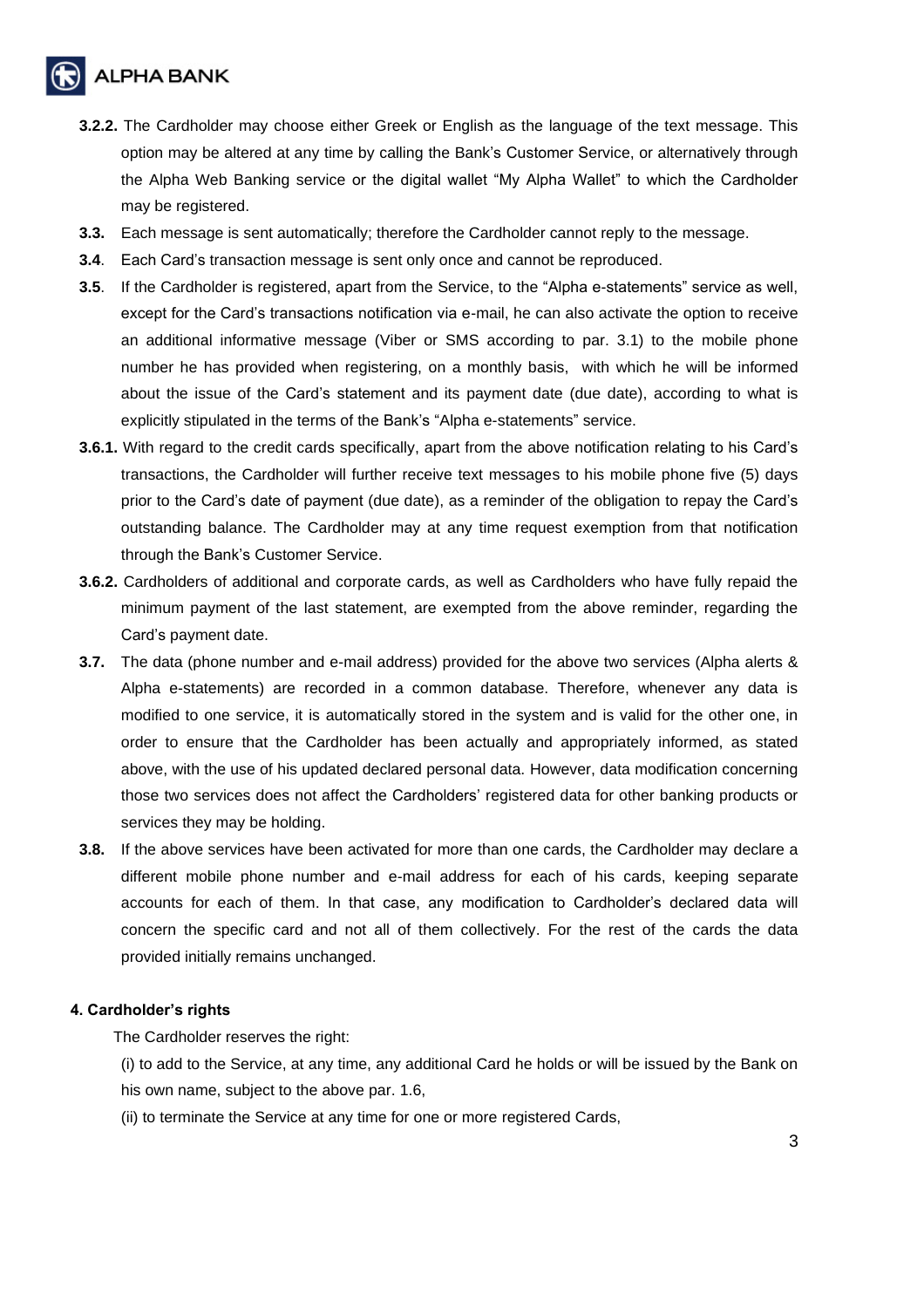**3.2.2.** The Cardholder may choose either Greek or English as the language of the text message. This option may be altered at any time by calling the Bank's Customer Service, or alternatively through the Alpha Web Banking service or the digital wallet "My Alpha Wallet" to which the Cardholder may be registered.

**3.3.** Each message is sent automatically; therefore the Cardholder cannot reply to the message.

**3.4**. Each Card's transaction message is sent only once and cannot be reproduced.

**3.5**. If the Cardholder is registered, apart from the Service, to the "Alpha e-statements" service as well, except for the Card's transactions notification via e-mail, he can also activate the option to receive an additional informative message (Viber or SMS according to par. 3.1) to the mobile phone number he has provided when registering, on a monthly basis, with which he will be informed about the issue of the Card's statement and its payment date (due date), according to what is explicitly stipulated in the terms of the Bank's "Alpha e-statements" service.

**3.6.1.** With regard to the credit cards specifically, apart from the above notification relating to his Card's transactions, the Cardholder will further receive text messages to his mobile phone five (5) days prior to the Card's date of payment (due date), as a reminder of the obligation to repay the Card's outstanding balance. The Cardholder may at any time request exemption from that notification through the Bank's Customer Service.

**3.6.2.** Cardholders of additional and corporate cards, as well as Cardholders who have fully repaid the minimum payment of the last statement, are exempted from the above reminder, regarding the Card's payment date.

**3.7.** The data (phone number and e-mail address) provided for the above two services (Alpha alerts & Alpha e-statements) are recorded in a common database. Therefore, whenever any data is modified to one service, it is automatically stored in the system and is valid for the other one, in order to ensure that the Cardholder has been actually and appropriately informed, as stated above, with the use of his updated declared personal data. However, data modification concerning those two services does not affect the Cardholders' registered data for other banking products or services they may be holding.

**3.8.** If the above services have been activated for more than one cards, the Cardholder may declare a different mobile phone number and e-mail address for each of his cards, keeping separate accounts for each of them. In that case, any modification to Cardholder's declared data will concern the specific card and not all of them collectively. For the rest of the cards the data provided initially remains unchanged.

**4. Cardholder's rights**

The Cardholder reserves the right:

(i) to add to the Service, at any time, any additional Card he holds or will be issued by the Bank on his own name, subject to the above par. 1.6,

(ii) to terminate the Service at any time for one or more registered Cards,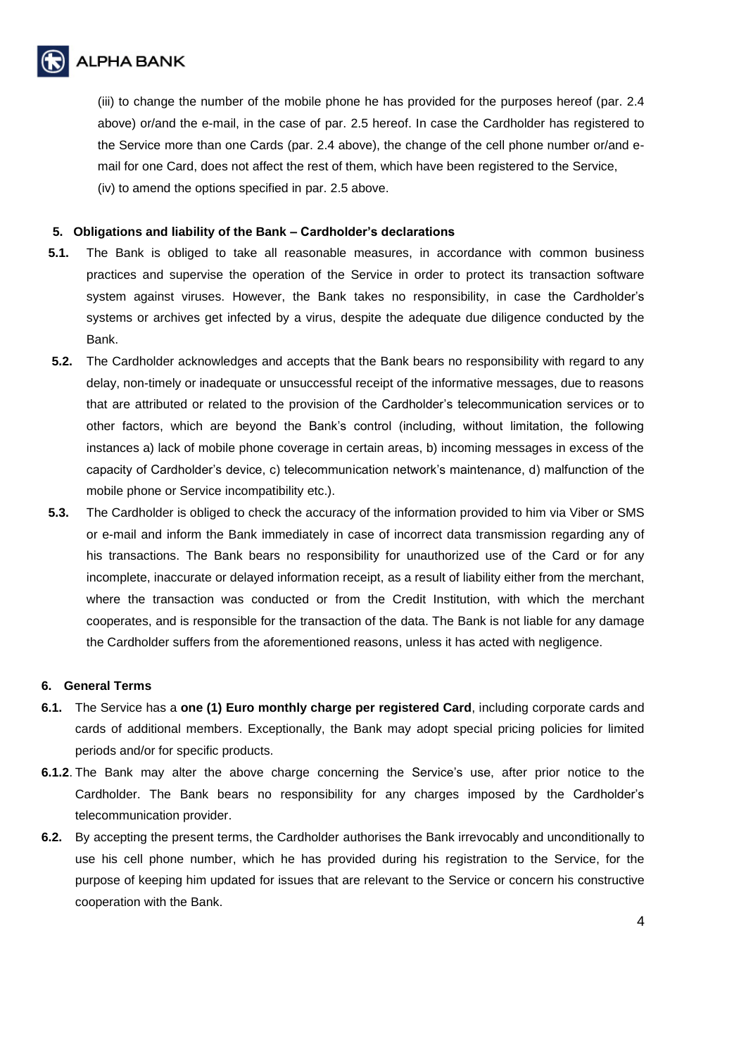(iii) to change the number of the mobile phone he has provided for the purposes hereof (par. 2.4 above) or/and the e-mail, in the case of par. 2.5 hereof. In case the Cardholder has registered to the Service more than one Cards (par. 2.4 above), the change of the cell phone number or/and e-mail for one Card, does not affect the rest of them, which have been registered to the Service,

(iv) to amend the options specified in par. 2.5 above.

## 5. Obligations and liability of the Bank – Cardholder's declarations

**5.1.** The Bank is obliged to take all reasonable measures, in accordance with common business practices and supervise the operation of the Service in order to protect its transaction software system against viruses. However, the Bank takes no responsibility, in case the Cardholder's systems or archives get infected by a virus, despite the adequate due diligence conducted by the Bank.

**5.2.** The Cardholder acknowledges and accepts that the Bank bears no responsibility with regard to any delay, non-timely or inadequate or unsuccessful receipt of the informative messages, due to reasons that are attributed or related to the provision of the Cardholder's telecommunication services or to other factors, which are beyond the Bank's control (including, without limitation, the following instances a) lack of mobile phone coverage in certain areas, b) incoming messages in excess of the capacity of Cardholder's device, c) telecommunication network's maintenance, d) malfunction of the mobile phone or Service incompatibility etc.).

**5.3.** The Cardholder is obliged to check the accuracy of the information provided to him via Viber or SMS or e-mail and inform the Bank immediately in case of incorrect data transmission regarding any of his transactions. The Bank bears no responsibility for unauthorized use of the Card or for any incomplete, inaccurate or delayed information receipt, as a result of liability either from the merchant, where the transaction was conducted or from the Credit Institution, with which the merchant cooperates, and is responsible for the transaction of the data. The Bank is not liable for any damage the Cardholder suffers from the aforementioned reasons, unless it has acted with negligence.

## 6. General Terms

**6.1.** The Service has a **one (1) Euro monthly charge per registered Card**, including corporate cards and cards of additional members. Exceptionally, the Bank may adopt special pricing policies for limited periods and/or for specific products.

**6.1.2.** The Bank may alter the above charge concerning the Service's use, after prior notice to the Cardholder. The Bank bears no responsibility for any charges imposed by the Cardholder's telecommunication provider.

**6.2.** By accepting the present terms, the Cardholder authorises the Bank irrevocably and unconditionally to use his cell phone number, which he has provided during his registration to the Service, for the purpose of keeping him updated for issues that are relevant to the Service or concern his constructive cooperation with the Bank.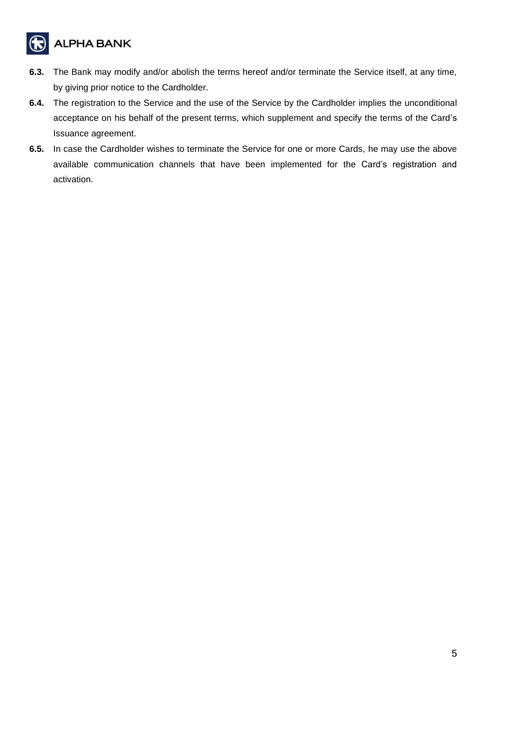**6.3.** The Bank may modify and/or abolish the terms hereof and/or terminate the Service itself, at any time, by giving prior notice to the Cardholder.

**6.4.** The registration to the Service and the use of the Service by the Cardholder implies the unconditional acceptance on his behalf of the present terms, which supplement and specify the terms of the Card's Issuance agreement.

**6.5.** In case the Cardholder wishes to terminate the Service for one or more Cards, he may use the above available communication channels that have been implemented for the Card's registration and activation.